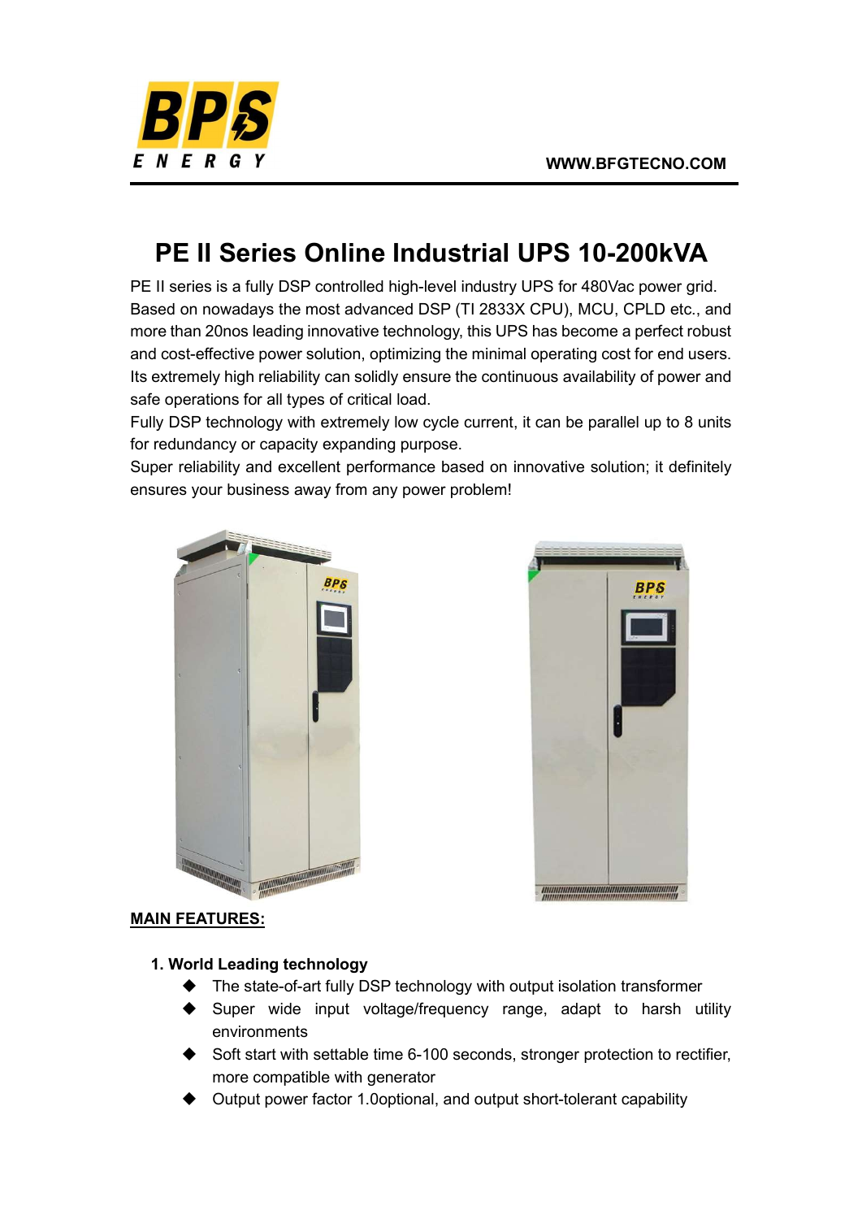# PE II Series Online Industrial UPS 10-200kVA

PE II series is a fully DSP controlled high-level industry UPS for 480Vac power grid. Based on nowadays the most advanced DSP (TI 2833X CPU), MCU, CPLD etc., and more than 20nos leading innovative technology, this UPS has become a perfect robust and cost-effective power solution, optimizing the minimal operating cost for end users. Its extremely high reliability can solidly ensure the continuous availability of power and safe operations for all types of critical load.

Fully DSP technology with extremely low cycle current, it can be parallel up to 8 units for redundancy or capacity expanding purpose.

Super reliability and excellent performance based on innovative solution; it definitely ensures your business away from any power problem!

**MAIN FEATURES:**

### 1. World Leading technology

- The state-of-art fully DSP technology with output isolation transformer
- Super wide input voltage/frequency range, adapt to harsh utility environments
- Soft start with settable time 6-100 seconds, stronger protection to rectifier, more compatible with generator
- Output power factor 1.0optional, and output short-tolerant capability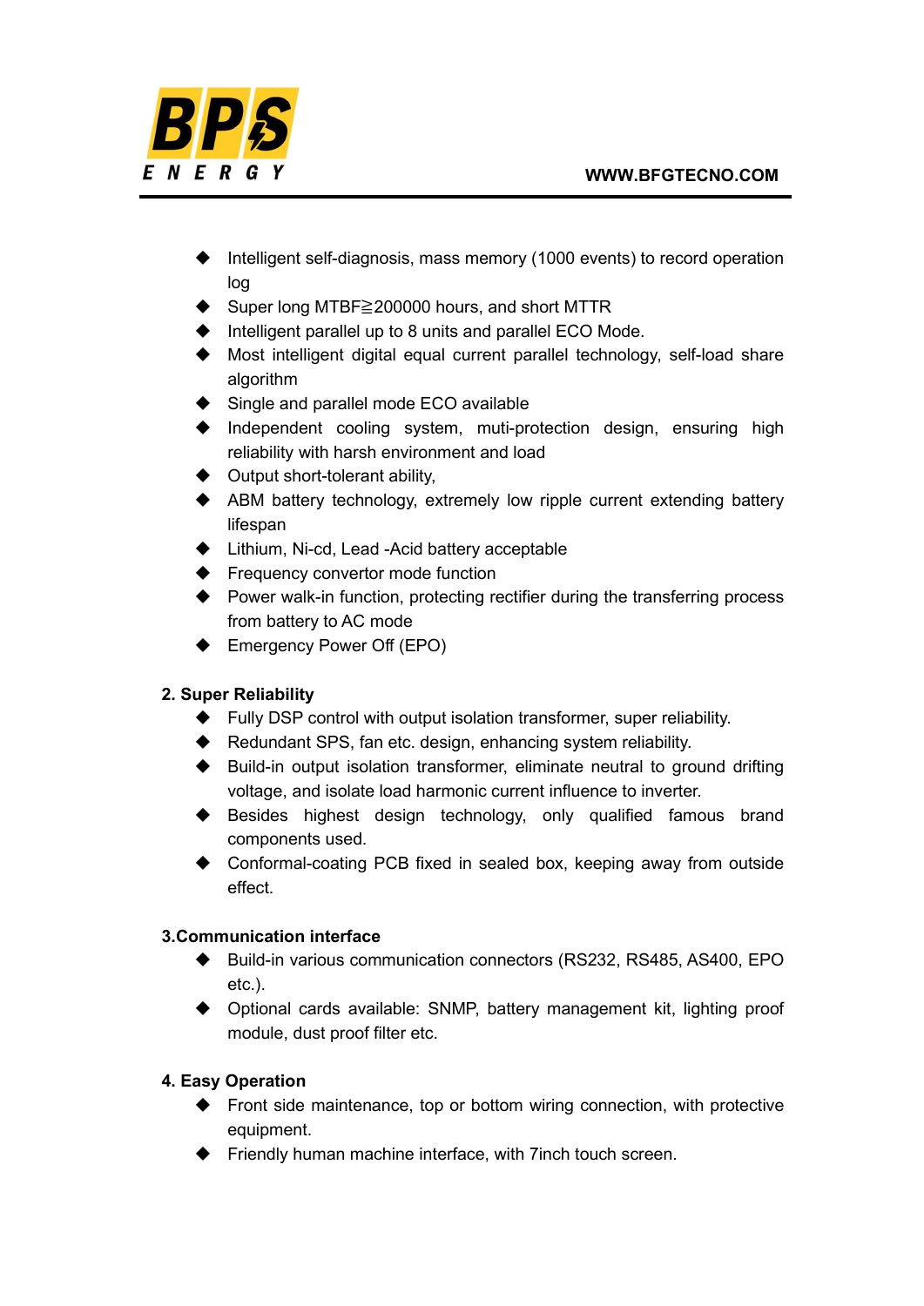- Intelligent self-diagnosis, mass memory (1000 events) to record operation log
- Super long MTBF≧200000 hours, and short MTTR
- Intelligent parallel up to 8 units and parallel ECO Mode.
- Most intelligent digital equal current parallel technology, self-load share algorithm
- Single and parallel mode ECO available
- Independent cooling system, muti-protection design, ensuring high reliability with harsh environment and load
- Output short-tolerant ability,
- ABM battery technology, extremely low ripple current extending battery lifespan
- Lithium, Ni-cd, Lead -Acid battery acceptable
- Frequency convertor mode function
- Power walk-in function, protecting rectifier during the transferring process from battery to AC mode
- Emergency Power Off (EPO)

**2. Super Reliability**

- Fully DSP control with output isolation transformer, super reliability.
- Redundant SPS, fan etc. design, enhancing system reliability.
- Build-in output isolation transformer, eliminate neutral to ground drifting voltage, and isolate load harmonic current influence to inverter.
- Besides highest design technology, only qualified famous brand components used.
- Conformal-coating PCB fixed in sealed box, keeping away from outside effect.

**3.Communication interface**

- Build-in various communication connectors (RS232, RS485, AS400, EPO etc.).
- Optional cards available: SNMP, battery management kit, lighting proof module, dust proof filter etc.

**4. Easy Operation**

- Front side maintenance, top or bottom wiring connection, with protective equipment.
- Friendly human machine interface, with 7inch touch screen.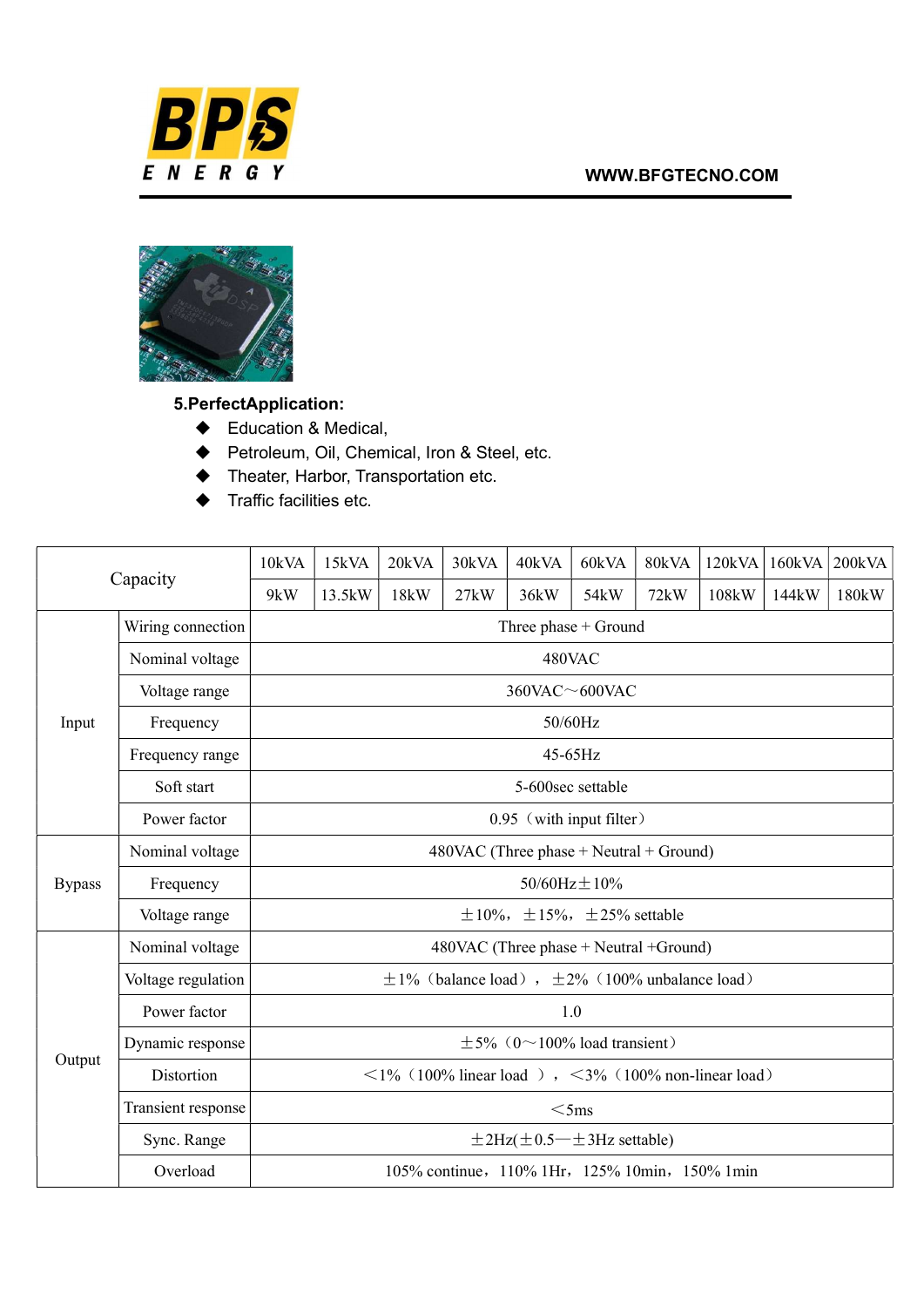### 5.PerfectApplication:

- Education & Medical,
- Petroleum, Oil, Chemical, Iron & Steel, etc.
- Theater, Harbor, Transportation etc.
- Traffic facilities etc.

| Capacity | | 10kVA | 15kVA | 20kVA | 30kVA | 40kVA | 60kVA | 80kVA | 120kVA | 160kVA | 200kVA |
|---|---|---|---|---|---|---|---|---|---|---|---|
| | | 9kW | 13.5kW | 18kW | 27kW | 36kW | 54kW | 72kW | 108kW | 144kW | 180kW |
| Input | Wiring connection | Three phase + Ground | | | | | | | | | |
| | Nominal voltage | 480VAC | | | | | | | | | |
| | Voltage range | 360VAC～600VAC | | | | | | | | | |
| | Frequency | 50/60Hz | | | | | | | | | |
| | Frequency range | 45-65Hz | | | | | | | | | |
| | Soft start | 5-600sec settable | | | | | | | | | |
| | Power factor | 0.95（with input filter） | | | | | | | | | |
| Bypass | Nominal voltage | 480VAC (Three phase + Neutral + Ground) | | | | | | | | | |
| | Frequency | 50/60Hz±10% | | | | | | | | | |
| | Voltage range | ±10%，±15%，±25% settable | | | | | | | | | |
| Output | Nominal voltage | 480VAC (Three phase + Neutral +Ground) | | | | | | | | | |
| | Voltage regulation | ±1%（balance load），±2%（100% unbalance load） | | | | | | | | | |
| | Power factor | 1.0 | | | | | | | | | |
| | Dynamic response | ±5%（0～100% load transient） | | | | | | | | | |
| | Distortion | ＜1%（100% linear load），＜3%（100% non-linear load） | | | | | | | | | |
| | Transient response | ＜5ms | | | | | | | | | |
| | Sync. Range | ±2Hz(±0.5—±3Hz settable) | | | | | | | | | |
| | Overload | 105% continue，110% 1Hr，125% 10min，150% 1min | | | | | | | | | |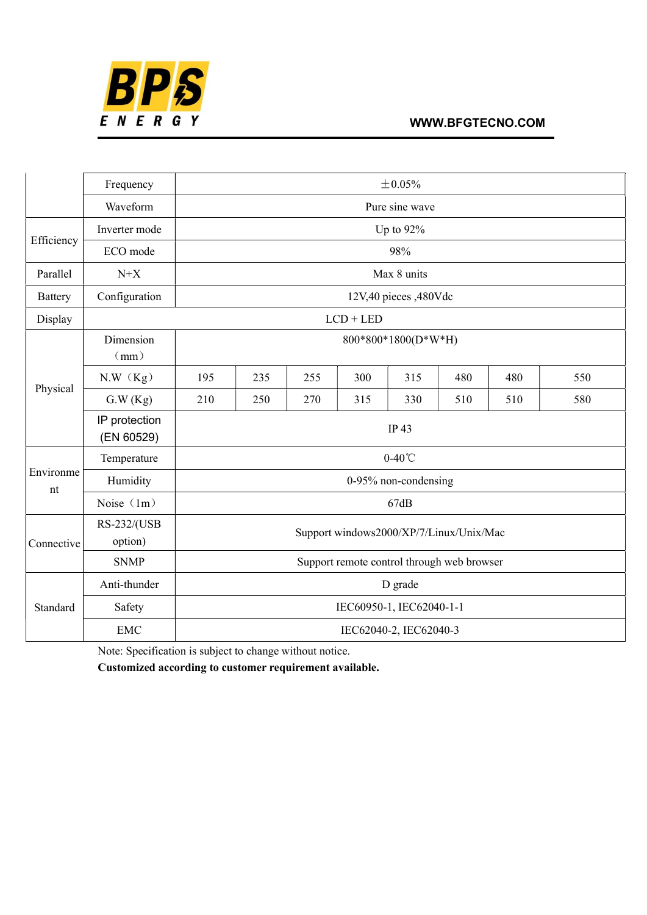| | | | | | | | | | |
|---|---|---|---|---|---|---|---|---|---|
| | Frequency | ±0.05% | | | | | | | |
| | Waveform | Pure sine wave | | | | | | | |
| Efficiency | Inverter mode | Up to 92% | | | | | | | |
| | ECO mode | 98% | | | | | | | |
| Parallel | N+X | Max 8 units | | | | | | | |
| Battery | Configuration | 12V,40 pieces ,480Vdc | | | | | | | |
| Display | LCD + LED | | | | | | | | |
| Physical | Dimension（mm） | 800*800*1800(D*W*H) | | | | | | | |
| | N.W（Kg） | 195 | 235 | 255 | 300 | 315 | 480 | 480 | 550 |
| | G.W (Kg) | 210 | 250 | 270 | 315 | 330 | 510 | 510 | 580 |
| | IP protection (EN 60529) | IP 43 | | | | | | | |
| Environment | Temperature | 0-40℃ | | | | | | | |
| | Humidity | 0-95% non-condensing | | | | | | | |
| | Noise（1m） | 67dB | | | | | | | |
| Connective | RS-232/(USB option) | Support windows2000/XP/7/Linux/Unix/Mac | | | | | | | |
| | SNMP | Support remote control through web browser | | | | | | | |
| Standard | Anti-thunder | D grade | | | | | | | |
| | Safety | IEC60950-1, IEC62040-1-1 | | | | | | | |
| | EMC | IEC62040-2, IEC62040-3 | | | | | | | |

Note: Specification is subject to change without notice.

**Customized according to customer requirement available.**